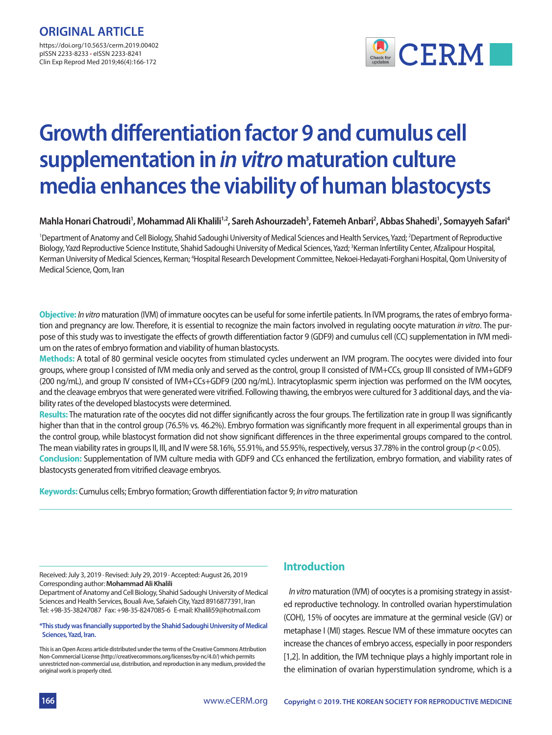ORIGINAL ARTICLE

https://doi.org/10.5653/cerm.2019.00402
pISSN 2233-8233 • eISSN 2233-8241
Clin Exp Reprod Med 2019;46(4):166-172

# Growth differentiation factor 9 and cumulus cell supplementation in *in vitro* maturation culture media enhances the viability of human blastocysts

**Mahla Honari Chatroudi[1], Mohammad Ali Khalili[1,2], Sareh Ashourzadeh[3], Fatemeh Anbari[2], Abbas Shahedi[1], Somayyeh Safari[4]**

[1]Department of Anatomy and Cell Biology, Shahid Sadoughi University of Medical Sciences and Health Services, Yazd; [2]Department of Reproductive Biology, Yazd Reproductive Science Institute, Shahid Sadoughi University of Medical Sciences, Yazd; [3]Kerman Infertility Center, Afzalipour Hospital, Kerman University of Medical Sciences, Kerman; [4]Hospital Research Development Committee, Nekoei-Hedayati-Forghani Hospital, Qom University of Medical Science, Qom, Iran

**Objective:** *In vitro* maturation (IVM) of immature oocytes can be useful for some infertile patients. In IVM programs, the rates of embryo formation and pregnancy are low. Therefore, it is essential to recognize the main factors involved in regulating oocyte maturation *in vitro*. The purpose of this study was to investigate the effects of growth differentiation factor 9 (GDF9) and cumulus cell (CC) supplementation in IVM medium on the rates of embryo formation and viability of human blastocysts.

**Methods:** A total of 80 germinal vesicle oocytes from stimulated cycles underwent an IVM program. The oocytes were divided into four groups, where group I consisted of IVM media only and served as the control, group II consisted of IVM+CCs, group III consisted of IVM+GDF9 (200 ng/mL), and group IV consisted of IVM+CCs+GDF9 (200 ng/mL). Intracytoplasmic sperm injection was performed on the IVM oocytes, and the cleavage embryos that were generated were vitrified. Following thawing, the embryos were cultured for 3 additional days, and the viability rates of the developed blastocysts were determined.

**Results:** The maturation rate of the oocytes did not differ significantly across the four groups. The fertilization rate in group II was significantly higher than that in the control group (76.5% vs. 46.2%). Embryo formation was significantly more frequent in all experimental groups than in the control group, while blastocyst formation did not show significant differences in the three experimental groups compared to the control. The mean viability rates in groups II, III, and IV were 58.16%, 55.91%, and 55.95%, respectively, versus 37.78% in the control group ($p < 0.05$).

**Conclusion:** Supplementation of IVM culture media with GDF9 and CCs enhanced the fertilization, embryo formation, and viability rates of blastocysts generated from vitrified cleavage embryos.

**Keywords:** Cumulus cells; Embryo formation; Growth differentiation factor 9; *In vitro* maturation

Received: July 3, 2019 · Revised: July 29, 2019 · Accepted: August 26, 2019
Corresponding author: **Mohammad Ali Khalili**
Department of Anatomy and Cell Biology, Shahid Sadoughi University of Medical Sciences and Health Services, Bouali Ave, Safaieh City, Yazd 8916877391, Iran
Tel: +98-35-38247087 Fax: +98-35-8247085-6 E-mail: Khalili59@hotmail.com

**\*This study was financially supported by the Shahid Sadoughi University of Medical Sciences, Yazd, Iran.**

This is an Open Access article distributed under the terms of the Creative Commons Attribution Non-Commercial License (http://creativecommons.org/licenses/by-nc/4.0/) which permits unrestricted non-commercial use, distribution, and reproduction in any medium, provided the original work is properly cited.

## Introduction

*In vitro* maturation (IVM) of oocytes is a promising strategy in assisted reproductive technology. In controlled ovarian hyperstimulation (COH), 15% of oocytes are immature at the germinal vesicle (GV) or metaphase I (MI) stages. Rescue IVM of these immature oocytes can increase the chances of embryo access, especially in poor responders [1,2]. In addition, the IVM technique plays a highly important role in the elimination of ovarian hyperstimulation syndrome, which is a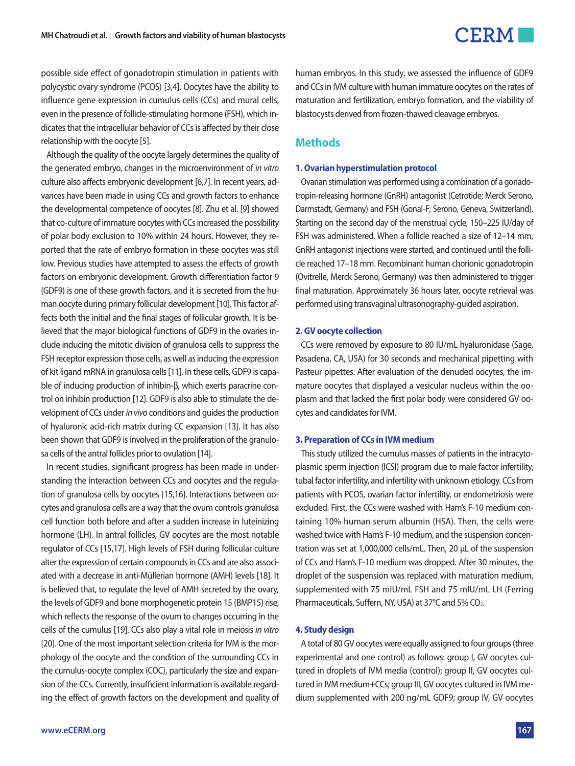possible side effect of gonadotropin stimulation in patients with polycystic ovary syndrome (PCOS) [3,4]. Oocytes have the ability to influence gene expression in cumulus cells (CCs) and mural cells, even in the presence of follicle-stimulating hormone (FSH), which indicates that the intracellular behavior of CCs is affected by their close relationship with the oocyte [5].

Although the quality of the oocyte largely determines the quality of the generated embryo, changes in the microenvironment of *in vitro* culture also affects embryonic development [6,7]. In recent years, advances have been made in using CCs and growth factors to enhance the developmental competence of oocytes [8]. Zhu et al. [9] showed that co-culture of immature oocytes with CCs increased the possibility of polar body exclusion to 10% within 24 hours. However, they reported that the rate of embryo formation in these oocytes was still low. Previous studies have attempted to assess the effects of growth factors on embryonic development. Growth differentiation factor 9 (GDF9) is one of these growth factors, and it is secreted from the human oocyte during primary follicular development [10]. This factor affects both the initial and the final stages of follicular growth. It is believed that the major biological functions of GDF9 in the ovaries include inducing the mitotic division of granulosa cells to suppress the FSH receptor expression those cells, as well as inducing the expression of kit ligand mRNA in granulosa cells [11]. In these cells, GDF9 is capable of inducing production of inhibin-β, which exerts paracrine control on inhibin production [12]. GDF9 is also able to stimulate the development of CCs under *in vivo* conditions and guides the production of hyaluronic acid-rich matrix during CC expansion [13]. It has also been shown that GDF9 is involved in the proliferation of the granulosa cells of the antral follicles prior to ovulation [14].

In recent studies, significant progress has been made in understanding the interaction between CCs and oocytes and the regulation of granulosa cells by oocytes [15,16]. Interactions between oocytes and granulosa cells are a way that the ovum controls granulosa cell function both before and after a sudden increase in luteinizing hormone (LH). In antral follicles, GV oocytes are the most notable regulator of CCs [15,17]. High levels of FSH during follicular culture alter the expression of certain compounds in CCs and are also associated with a decrease in anti-Müllerian hormone (AMH) levels [18]. It is believed that, to regulate the level of AMH secreted by the ovary, the levels of GDF9 and bone morphogenetic protein 15 (BMP15) rise, which reflects the response of the ovum to changes occurring in the cells of the cumulus [19]. CCs also play a vital role in meiosis *in vitro* [20]. One of the most important selection criteria for IVM is the morphology of the oocyte and the condition of the surrounding CCs in the cumulus-oocyte complex (COC), particularly the size and expansion of the CCs. Currently, insufficient information is available regarding the effect of growth factors on the development and quality of human embryos. In this study, we assessed the influence of GDF9 and CCs in IVM culture with human immature oocytes on the rates of maturation and fertilization, embryo formation, and the viability of blastocysts derived from frozen-thawed cleavage embryos.

## Methods

### 1. Ovarian hyperstimulation protocol

Ovarian stimulation was performed using a combination of a gonadotropin-releasing hormone (GnRH) antagonist (Cetrotide; Merck Serono, Darmstadt, Germany) and FSH (Gonal-F; Serono, Geneva, Switzerland). Starting on the second day of the menstrual cycle, 150–225 IU/day of FSH was administered. When a follicle reached a size of 12–14 mm, GnRH antagonist injections were started, and continued until the follicle reached 17–18 mm. Recombinant human chorionic gonadotropin (Ovitrelle, Merck Serono, Germany) was then administered to trigger final maturation. Approximately 36 hours later, oocyte retrieval was performed using transvaginal ultrasonography-guided aspiration.

### 2. GV oocyte collection

CCs were removed by exposure to 80 IU/mL hyaluronidase (Sage, Pasadena, CA, USA) for 30 seconds and mechanical pipetting with Pasteur pipettes. After evaluation of the denuded oocytes, the immature oocytes that displayed a vesicular nucleus within the ooplasm and that lacked the first polar body were considered GV oocytes and candidates for IVM.

### 3. Preparation of CCs in IVM medium

This study utilized the cumulus masses of patients in the intracytoplasmic sperm injection (ICSI) program due to male factor infertility, tubal factor infertility, and infertility with unknown etiology. CCs from patients with PCOS, ovarian factor infertility, or endometriosis were excluded. First, the CCs were washed with Ham's F-10 medium containing 10% human serum albumin (HSA). Then, the cells were washed twice with Ham's F-10 medium, and the suspension concentration was set at 1,000,000 cells/mL. Then, 20 µL of the suspension of CCs and Ham's F-10 medium was dropped. After 30 minutes, the droplet of the suspension was replaced with maturation medium, supplemented with 75 mIU/mL FSH and 75 mIU/mL LH (Ferring Pharmaceuticals, Suffern, NY, USA) at 37°C and 5% $CO_2$.

### 4. Study design

A total of 80 GV oocytes were equally assigned to four groups (three experimental and one control) as follows: group I, GV oocytes cultured in droplets of IVM media (control); group II, GV oocytes cultured in IVM medium+CCs; group III, GV oocytes cultured in IVM medium supplemented with 200 ng/mL GDF9; group IV, GV oocytes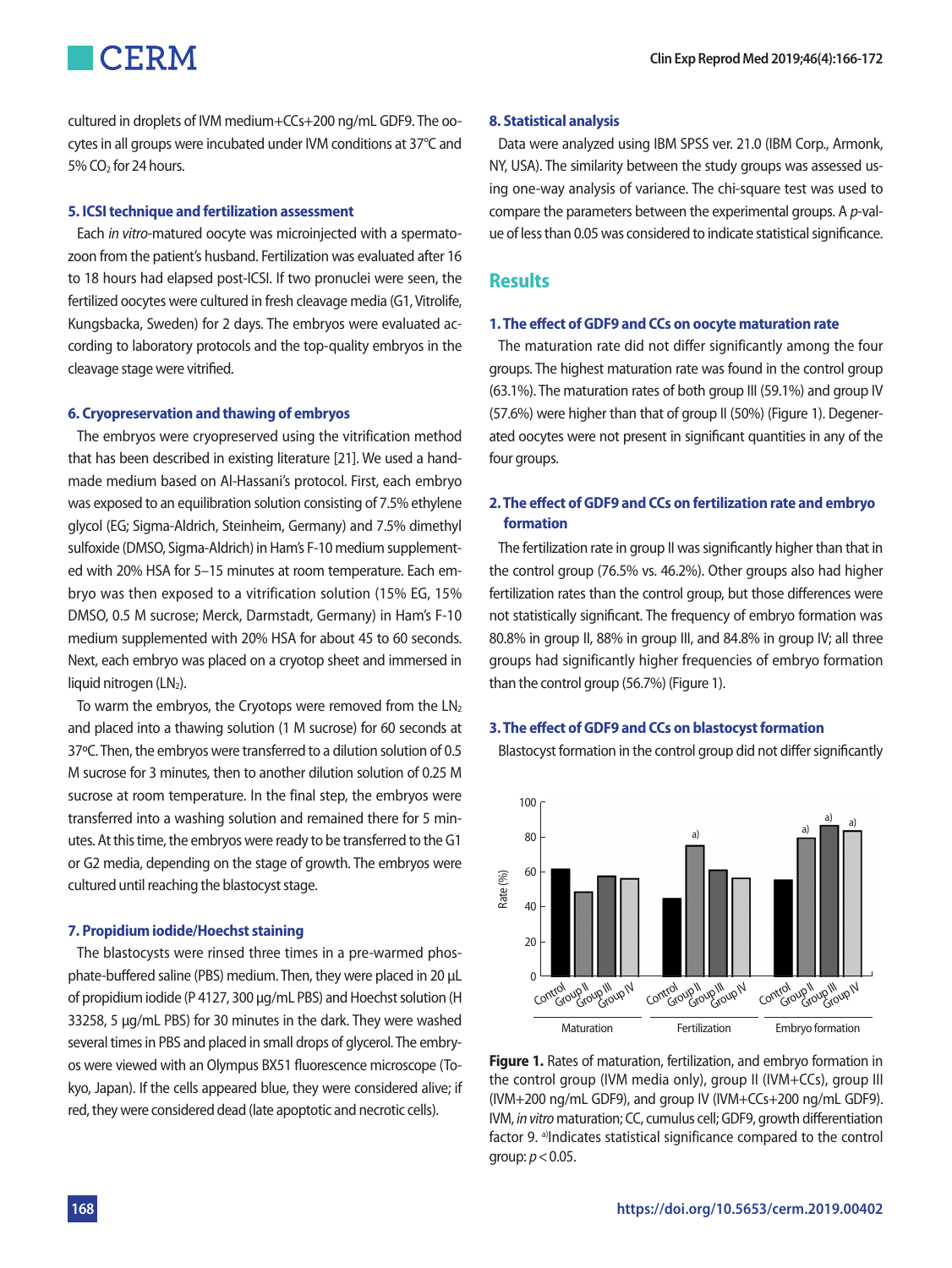cultured in droplets of IVM medium+CCs+200 ng/mL GDF9. The oocytes in all groups were incubated under IVM conditions at 37°C and 5% $CO_2$ for 24 hours.

### 5. ICSI technique and fertilization assessment

Each *in vitro*-matured oocyte was microinjected with a spermatozoon from the patient's husband. Fertilization was evaluated after 16 to 18 hours had elapsed post-ICSI. If two pronuclei were seen, the fertilized oocytes were cultured in fresh cleavage media (G1, Vitrolife, Kungsbacka, Sweden) for 2 days. The embryos were evaluated according to laboratory protocols and the top-quality embryos in the cleavage stage were vitrified.

### 6. Cryopreservation and thawing of embryos

The embryos were cryopreserved using the vitrification method that has been described in existing literature [21]. We used a handmade medium based on Al-Hassani's protocol. First, each embryo was exposed to an equilibration solution consisting of 7.5% ethylene glycol (EG; Sigma-Aldrich, Steinheim, Germany) and 7.5% dimethyl sulfoxide (DMSO, Sigma-Aldrich) in Ham's F-10 medium supplemented with 20% HSA for 5–15 minutes at room temperature. Each embryo was then exposed to a vitrification solution (15% EG, 15% DMSO, 0.5 M sucrose; Merck, Darmstadt, Germany) in Ham's F-10 medium supplemented with 20% HSA for about 45 to 60 seconds. Next, each embryo was placed on a cryotop sheet and immersed in liquid nitrogen ($LN_2$).

To warm the embryos, the Cryotops were removed from the $LN_2$ and placed into a thawing solution (1 M sucrose) for 60 seconds at 37°C. Then, the embryos were transferred to a dilution solution of 0.5 M sucrose for 3 minutes, then to another dilution solution of 0.25 M sucrose at room temperature. In the final step, the embryos were transferred into a washing solution and remained there for 5 minutes. At this time, the embryos were ready to be transferred to the G1 or G2 media, depending on the stage of growth. The embryos were cultured until reaching the blastocyst stage.

### 7. Propidium iodide/Hoechst staining

The blastocysts were rinsed three times in a pre-warmed phosphate-buffered saline (PBS) medium. Then, they were placed in 20 µL of propidium iodide (P 4127, 300 µg/mL PBS) and Hoechst solution (H 33258, 5 µg/mL PBS) for 30 minutes in the dark. They were washed several times in PBS and placed in small drops of glycerol. The embryos were viewed with an Olympus BX51 fluorescence microscope (Tokyo, Japan). If the cells appeared blue, they were considered alive; if red, they were considered dead (late apoptotic and necrotic cells).

### 8. Statistical analysis

Data were analyzed using IBM SPSS ver. 21.0 (IBM Corp., Armonk, NY, USA). The similarity between the study groups was assessed using one-way analysis of variance. The chi-square test was used to compare the parameters between the experimental groups. A $p$-value of less than 0.05 was considered to indicate statistical significance.

## Results

### 1. The effect of GDF9 and CCs on oocyte maturation rate

The maturation rate did not differ significantly among the four groups. The highest maturation rate was found in the control group (63.1%). The maturation rates of both group III (59.1%) and group IV (57.6%) were higher than that of group II (50%) (Figure 1). Degenerated oocytes were not present in significant quantities in any of the four groups.

### 2. The effect of GDF9 and CCs on fertilization rate and embryo formation

The fertilization rate in group II was significantly higher than that in the control group (76.5% vs. 46.2%). Other groups also had higher fertilization rates than the control group, but those differences were not statistically significant. The frequency of embryo formation was 80.8% in group II, 88% in group III, and 84.8% in group IV; all three groups had significantly higher frequencies of embryo formation than the control group (56.7%) (Figure 1).

### 3. The effect of GDF9 and CCs on blastocyst formation

Blastocyst formation in the control group did not differ significantly

**Figure 1.** Rates of maturation, fertilization, and embryo formation in the control group (IVM media only), group II (IVM+CCs), group III (IVM+200 ng/mL GDF9), and group IV (IVM+CCs+200 ng/mL GDF9). IVM, *in vitro* maturation; CC, cumulus cell; GDF9, growth differentiation factor 9. [a]Indicates statistical significance compared to the control group: $p < 0.05$.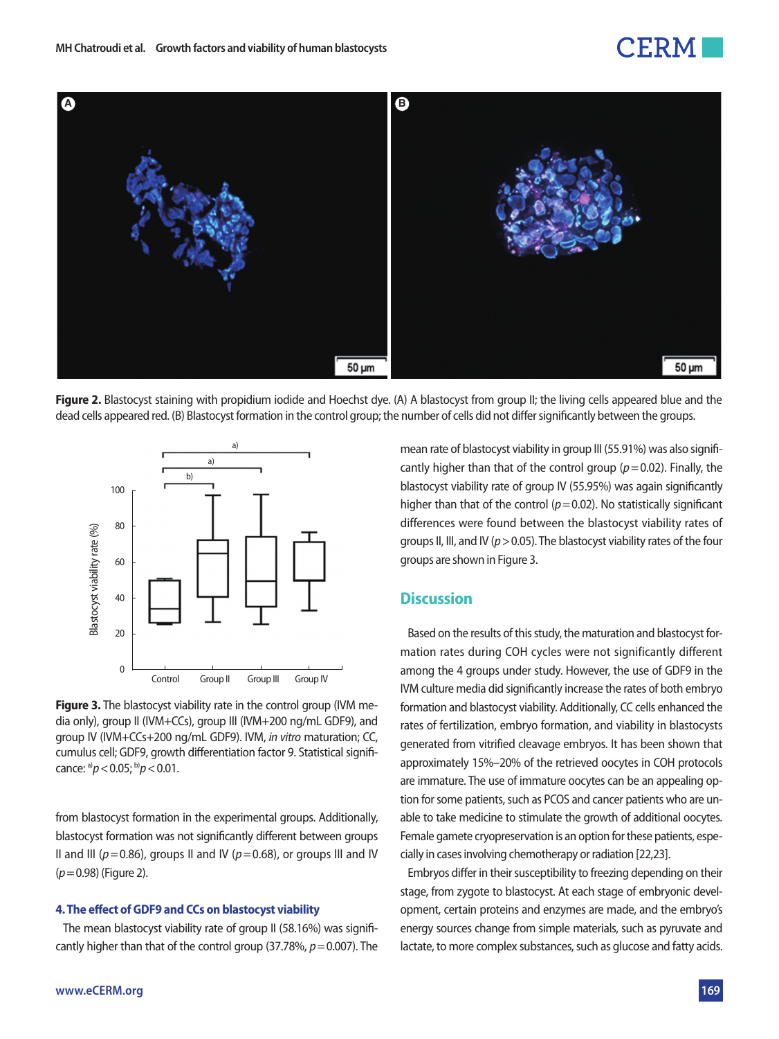Figure 2. Blastocyst staining with propidium iodide and Hoechst dye. (A) A blastocyst from group II; the living cells appeared blue and the dead cells appeared red. (B) Blastocyst formation in the control group; the number of cells did not differ significantly between the groups.

Figure 3. The blastocyst viability rate in the control group (IVM media only), group II (IVM+CCs), group III (IVM+200 ng/mL GDF9), and group IV (IVM+CCs+200 ng/mL GDF9). IVM, *in vitro* maturation; CC, cumulus cell; GDF9, growth differentiation factor 9. Statistical significance: [a]$p<0.05$; [b]$p<0.01$.

from blastocyst formation in the experimental groups. Additionally, blastocyst formation was not significantly different between groups II and III ($p=0.86$), groups II and IV ($p=0.68$), or groups III and IV ($p=0.98$) (Figure 2).

#### 4. The effect of GDF9 and CCs on blastocyst viability

The mean blastocyst viability rate of group II (58.16%) was significantly higher than that of the control group (37.78%, $p=0.007$). The mean rate of blastocyst viability in group III (55.91%) was also significantly higher than that of the control group ($p=0.02$). Finally, the blastocyst viability rate of group IV (55.95%) was again significantly higher than that of the control ($p=0.02$). No statistically significant differences were found between the blastocyst viability rates of groups II, III, and IV ($p>0.05$). The blastocyst viability rates of the four groups are shown in Figure 3.

## Discussion

Based on the results of this study, the maturation and blastocyst formation rates during COH cycles were not significantly different among the 4 groups under study. However, the use of GDF9 in the IVM culture media did significantly increase the rates of both embryo formation and blastocyst viability. Additionally, CC cells enhanced the rates of fertilization, embryo formation, and viability in blastocysts generated from vitrified cleavage embryos. It has been shown that approximately 15%–20% of the retrieved oocytes in COH protocols are immature. The use of immature oocytes can be an appealing option for some patients, such as PCOS and cancer patients who are unable to take medicine to stimulate the growth of additional oocytes. Female gamete cryopreservation is an option for these patients, especially in cases involving chemotherapy or radiation [22,23].

Embryos differ in their susceptibility to freezing depending on their stage, from zygote to blastocyst. At each stage of embryonic development, certain proteins and enzymes are made, and the embryo's energy sources change from simple materials, such as pyruvate and lactate, to more complex substances, such as glucose and fatty acids.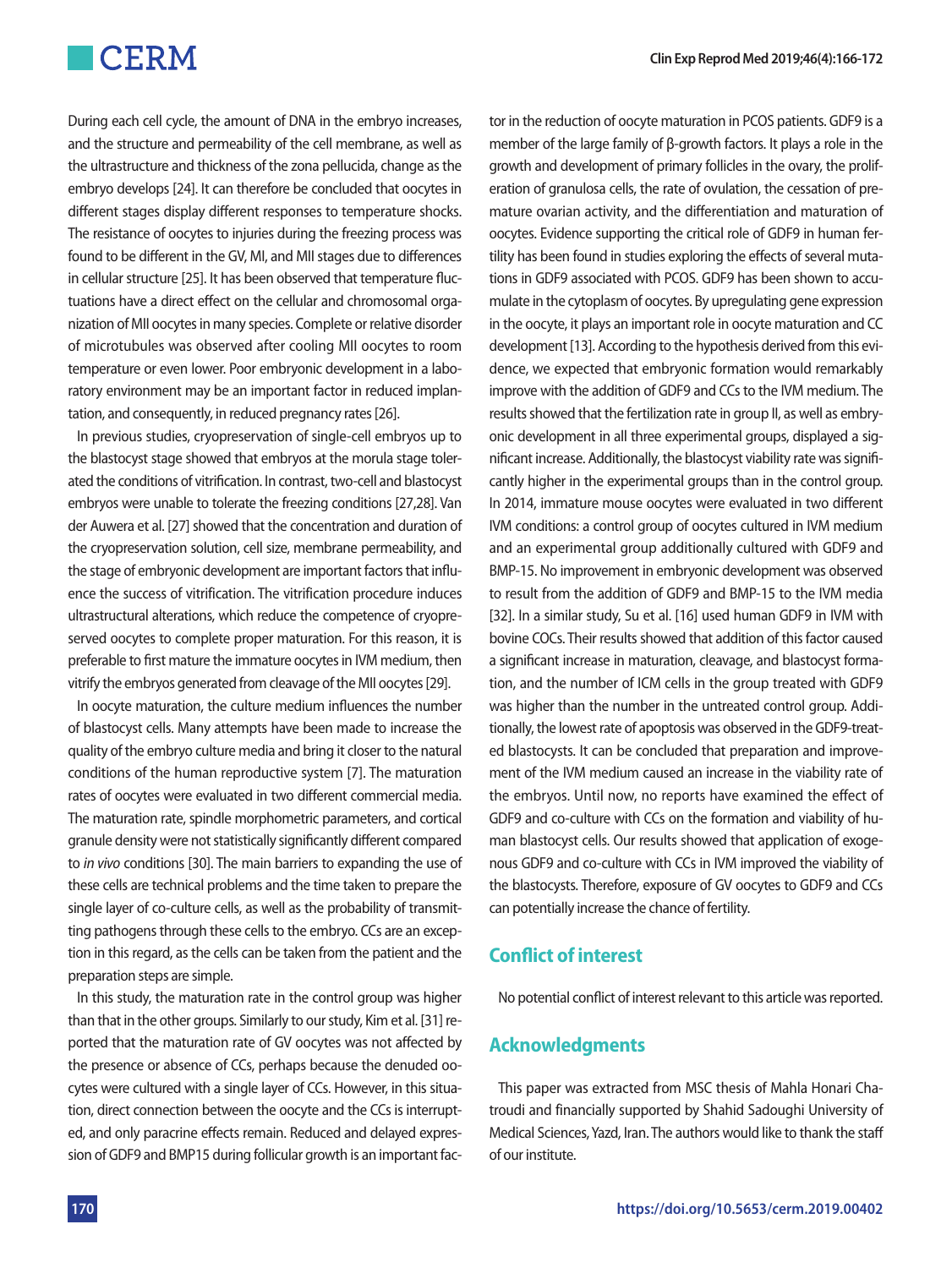During each cell cycle, the amount of DNA in the embryo increases, and the structure and permeability of the cell membrane, as well as the ultrastructure and thickness of the zona pellucida, change as the embryo develops [24]. It can therefore be concluded that oocytes in different stages display different responses to temperature shocks. The resistance of oocytes to injuries during the freezing process was found to be different in the GV, MI, and MII stages due to differences in cellular structure [25]. It has been observed that temperature fluctuations have a direct effect on the cellular and chromosomal organization of MII oocytes in many species. Complete or relative disorder of microtubules was observed after cooling MII oocytes to room temperature or even lower. Poor embryonic development in a laboratory environment may be an important factor in reduced implantation, and consequently, in reduced pregnancy rates [26].

In previous studies, cryopreservation of single-cell embryos up to the blastocyst stage showed that embryos at the morula stage tolerated the conditions of vitrification. In contrast, two-cell and blastocyst embryos were unable to tolerate the freezing conditions [27,28]. Van der Auwera et al. [27] showed that the concentration and duration of the cryopreservation solution, cell size, membrane permeability, and the stage of embryonic development are important factors that influence the success of vitrification. The vitrification procedure induces ultrastructural alterations, which reduce the competence of cryopreserved oocytes to complete proper maturation. For this reason, it is preferable to first mature the immature oocytes in IVM medium, then vitrify the embryos generated from cleavage of the MII oocytes [29].

In oocyte maturation, the culture medium influences the number of blastocyst cells. Many attempts have been made to increase the quality of the embryo culture media and bring it closer to the natural conditions of the human reproductive system [7]. The maturation rates of oocytes were evaluated in two different commercial media. The maturation rate, spindle morphometric parameters, and cortical granule density were not statistically significantly different compared to *in vivo* conditions [30]. The main barriers to expanding the use of these cells are technical problems and the time taken to prepare the single layer of co-culture cells, as well as the probability of transmitting pathogens through these cells to the embryo. CCs are an exception in this regard, as the cells can be taken from the patient and the preparation steps are simple.

In this study, the maturation rate in the control group was higher than that in the other groups. Similarly to our study, Kim et al. [31] reported that the maturation rate of GV oocytes was not affected by the presence or absence of CCs, perhaps because the denuded oocytes were cultured with a single layer of CCs. However, in this situation, direct connection between the oocyte and the CCs is interrupted, and only paracrine effects remain. Reduced and delayed expression of GDF9 and BMP15 during follicular growth is an important factor in the reduction of oocyte maturation in PCOS patients. GDF9 is a member of the large family of β-growth factors. It plays a role in the growth and development of primary follicles in the ovary, the proliferation of granulosa cells, the rate of ovulation, the cessation of premature ovarian activity, and the differentiation and maturation of oocytes. Evidence supporting the critical role of GDF9 in human fertility has been found in studies exploring the effects of several mutations in GDF9 associated with PCOS. GDF9 has been shown to accumulate in the cytoplasm of oocytes. By upregulating gene expression in the oocyte, it plays an important role in oocyte maturation and CC development [13]. According to the hypothesis derived from this evidence, we expected that embryonic formation would remarkably improve with the addition of GDF9 and CCs to the IVM medium. The results showed that the fertilization rate in group II, as well as embryonic development in all three experimental groups, displayed a significant increase. Additionally, the blastocyst viability rate was significantly higher in the experimental groups than in the control group. In 2014, immature mouse oocytes were evaluated in two different IVM conditions: a control group of oocytes cultured in IVM medium and an experimental group additionally cultured with GDF9 and BMP-15. No improvement in embryonic development was observed to result from the addition of GDF9 and BMP-15 to the IVM media [32]. In a similar study, Su et al. [16] used human GDF9 in IVM with bovine COCs. Their results showed that addition of this factor caused a significant increase in maturation, cleavage, and blastocyst formation, and the number of ICM cells in the group treated with GDF9 was higher than the number in the untreated control group. Additionally, the lowest rate of apoptosis was observed in the GDF9-treated blastocysts. It can be concluded that preparation and improvement of the IVM medium caused an increase in the viability rate of the embryos. Until now, no reports have examined the effect of GDF9 and co-culture with CCs on the formation and viability of human blastocyst cells. Our results showed that application of exogenous GDF9 and co-culture with CCs in IVM improved the viability of the blastocysts. Therefore, exposure of GV oocytes to GDF9 and CCs can potentially increase the chance of fertility.

## Conflict of interest

No potential conflict of interest relevant to this article was reported.

## Acknowledgments

This paper was extracted from MSC thesis of Mahla Honari Chatroudi and financially supported by Shahid Sadoughi University of Medical Sciences, Yazd, Iran. The authors would like to thank the staff of our institute.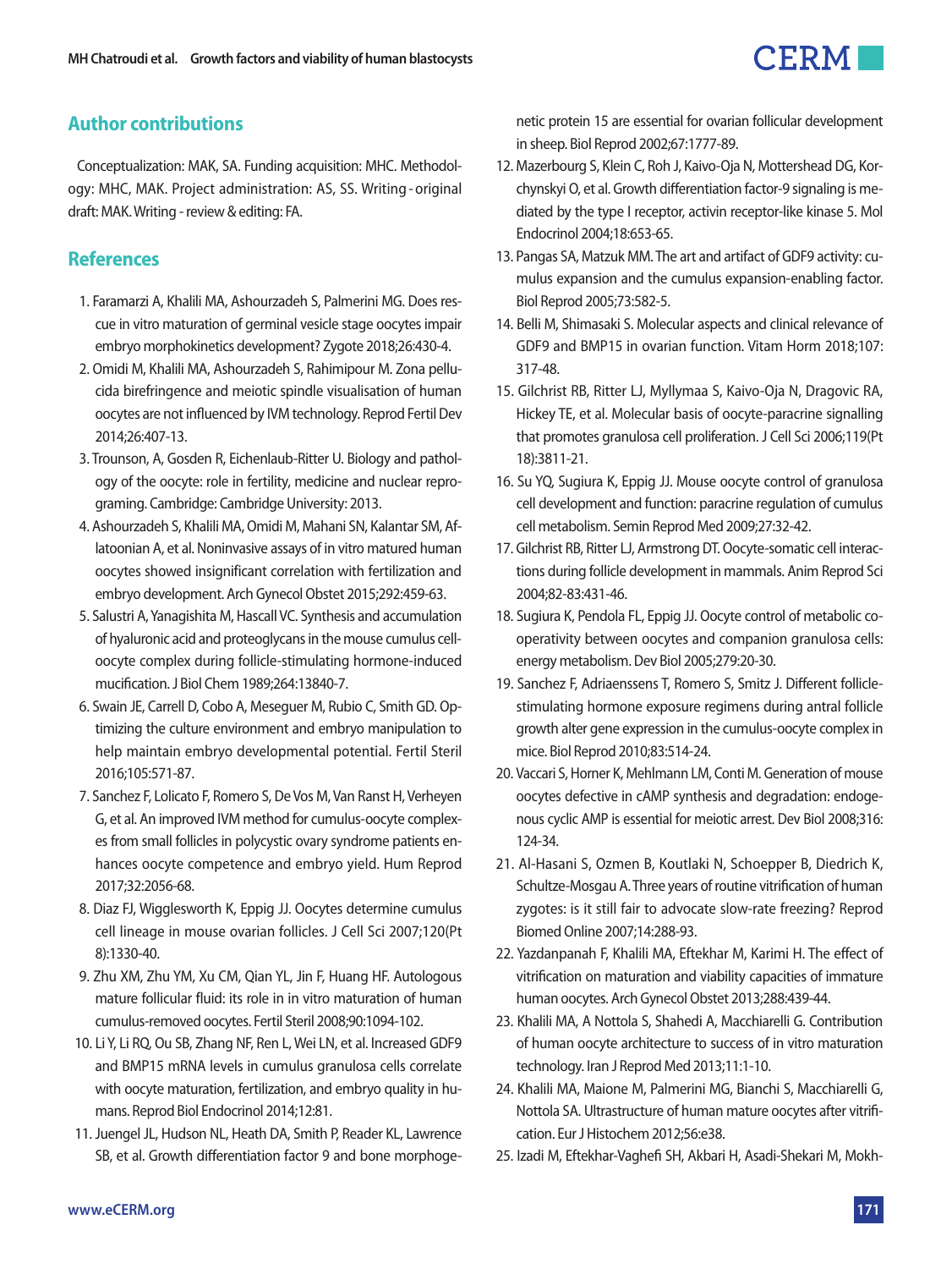## Author contributions

Conceptualization: MAK, SA. Funding acquisition: MHC. Methodology: MHC, MAK. Project administration: AS, SS. Writing - original draft: MAK. Writing - review & editing: FA.

## References

1. Faramarzi A, Khalili MA, Ashourzadeh S, Palmerini MG. Does rescue in vitro maturation of germinal vesicle stage oocytes impair embryo morphokinetics development? Zygote 2018;26:430-4.
2. Omidi M, Khalili MA, Ashourzadeh S, Rahimipour M. Zona pellucida birefringence and meiotic spindle visualisation of human oocytes are not influenced by IVM technology. Reprod Fertil Dev 2014;26:407-13.
3. Trounson, A, Gosden R, Eichenlaub-Ritter U. Biology and pathology of the oocyte: role in fertility, medicine and nuclear reprograming. Cambridge: Cambridge University: 2013.
4. Ashourzadeh S, Khalili MA, Omidi M, Mahani SN, Kalantar SM, Aflatoonian A, et al. Noninvasive assays of in vitro matured human oocytes showed insignificant correlation with fertilization and embryo development. Arch Gynecol Obstet 2015;292:459-63.
5. Salustri A, Yanagishita M, Hascall VC. Synthesis and accumulation of hyaluronic acid and proteoglycans in the mouse cumulus cell-oocyte complex during follicle-stimulating hormone-induced mucification. J Biol Chem 1989;264:13840-7.
6. Swain JE, Carrell D, Cobo A, Meseguer M, Rubio C, Smith GD. Optimizing the culture environment and embryo manipulation to help maintain embryo developmental potential. Fertil Steril 2016;105:571-87.
7. Sanchez F, Lolicato F, Romero S, De Vos M, Van Ranst H, Verheyen G, et al. An improved IVM method for cumulus-oocyte complexes from small follicles in polycystic ovary syndrome patients enhances oocyte competence and embryo yield. Hum Reprod 2017;32:2056-68.
8. Diaz FJ, Wigglesworth K, Eppig JJ. Oocytes determine cumulus cell lineage in mouse ovarian follicles. J Cell Sci 2007;120(Pt 8):1330-40.
9. Zhu XM, Zhu YM, Xu CM, Qian YL, Jin F, Huang HF. Autologous mature follicular fluid: its role in in vitro maturation of human cumulus-removed oocytes. Fertil Steril 2008;90:1094-102.
10. Li Y, Li RQ, Ou SB, Zhang NF, Ren L, Wei LN, et al. Increased GDF9 and BMP15 mRNA levels in cumulus granulosa cells correlate with oocyte maturation, fertilization, and embryo quality in humans. Reprod Biol Endocrinol 2014;12:81.
11. Juengel JL, Hudson NL, Heath DA, Smith P, Reader KL, Lawrence SB, et al. Growth differentiation factor 9 and bone morphogenetic protein 15 are essential for ovarian follicular development in sheep. Biol Reprod 2002;67:1777-89.
12. Mazerbourg S, Klein C, Roh J, Kaivo-Oja N, Mottershead DG, Korchynskyi O, et al. Growth differentiation factor-9 signaling is mediated by the type I receptor, activin receptor-like kinase 5. Mol Endocrinol 2004;18:653-65.
13. Pangas SA, Matzuk MM. The art and artifact of GDF9 activity: cumulus expansion and the cumulus expansion-enabling factor. Biol Reprod 2005;73:582-5.
14. Belli M, Shimasaki S. Molecular aspects and clinical relevance of GDF9 and BMP15 in ovarian function. Vitam Horm 2018;107:317-48.
15. Gilchrist RB, Ritter LJ, Myllymaa S, Kaivo-Oja N, Dragovic RA, Hickey TE, et al. Molecular basis of oocyte-paracrine signalling that promotes granulosa cell proliferation. J Cell Sci 2006;119(Pt 18):3811-21.
16. Su YQ, Sugiura K, Eppig JJ. Mouse oocyte control of granulosa cell development and function: paracrine regulation of cumulus cell metabolism. Semin Reprod Med 2009;27:32-42.
17. Gilchrist RB, Ritter LJ, Armstrong DT. Oocyte-somatic cell interactions during follicle development in mammals. Anim Reprod Sci 2004;82-83:431-46.
18. Sugiura K, Pendola FL, Eppig JJ. Oocyte control of metabolic cooperativity between oocytes and companion granulosa cells: energy metabolism. Dev Biol 2005;279:20-30.
19. Sanchez F, Adriaenssens T, Romero S, Smitz J. Different follicle-stimulating hormone exposure regimens during antral follicle growth alter gene expression in the cumulus-oocyte complex in mice. Biol Reprod 2010;83:514-24.
20. Vaccari S, Horner K, Mehlmann LM, Conti M. Generation of mouse oocytes defective in cAMP synthesis and degradation: endogenous cyclic AMP is essential for meiotic arrest. Dev Biol 2008;316:124-34.
21. Al-Hasani S, Ozmen B, Koutlaki N, Schoepper B, Diedrich K, Schultze-Mosgau A. Three years of routine vitrification of human zygotes: is it still fair to advocate slow-rate freezing? Reprod Biomed Online 2007;14:288-93.
22. Yazdanpanah F, Khalili MA, Eftekhar M, Karimi H. The effect of vitrification on maturation and viability capacities of immature human oocytes. Arch Gynecol Obstet 2013;288:439-44.
23. Khalili MA, A Nottola S, Shahedi A, Macchiarelli G. Contribution of human oocyte architecture to success of in vitro maturation technology. Iran J Reprod Med 2013;11:1-10.
24. Khalili MA, Maione M, Palmerini MG, Bianchi S, Macchiarelli G, Nottola SA. Ultrastructure of human mature oocytes after vitrification. Eur J Histochem 2012;56:e38.
25. Izadi M, Eftekhar-Vaghefi SH, Akbari H, Asadi-Shekari M, Mokh-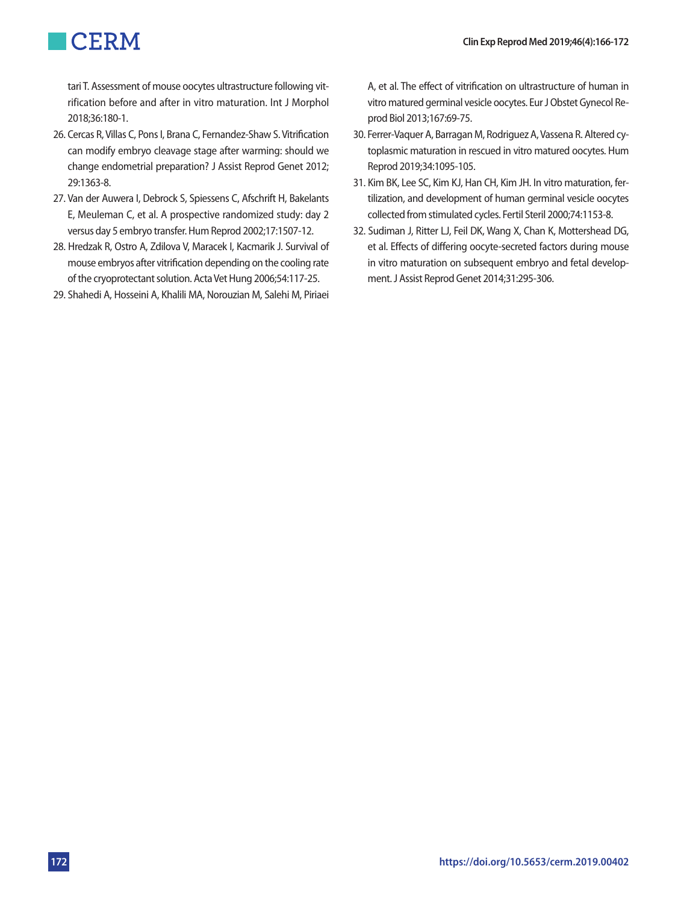tari T. Assessment of mouse oocytes ultrastructure following vitrification before and after in vitro maturation. Int J Morphol 2018;36:180-1.

26. Cercas R, Villas C, Pons I, Brana C, Fernandez-Shaw S. Vitrification can modify embryo cleavage stage after warming: should we change endometrial preparation? J Assist Reprod Genet 2012; 29:1363-8.
27. Van der Auwera I, Debrock S, Spiessens C, Afschrift H, Bakelants E, Meuleman C, et al. A prospective randomized study: day 2 versus day 5 embryo transfer. Hum Reprod 2002;17:1507-12.
28. Hredzak R, Ostro A, Zdilova V, Maracek I, Kacmarik J. Survival of mouse embryos after vitrification depending on the cooling rate of the cryoprotectant solution. Acta Vet Hung 2006;54:117-25.
29. Shahedi A, Hosseini A, Khalili MA, Norouzian M, Salehi M, Piriaei A, et al. The effect of vitrification on ultrastructure of human in vitro matured germinal vesicle oocytes. Eur J Obstet Gynecol Reprod Biol 2013;167:69-75.
30. Ferrer-Vaquer A, Barragan M, Rodriguez A, Vassena R. Altered cytoplasmic maturation in rescued in vitro matured oocytes. Hum Reprod 2019;34:1095-105.
31. Kim BK, Lee SC, Kim KJ, Han CH, Kim JH. In vitro maturation, fertilization, and development of human germinal vesicle oocytes collected from stimulated cycles. Fertil Steril 2000;74:1153-8.
32. Sudiman J, Ritter LJ, Feil DK, Wang X, Chan K, Mottershead DG, et al. Effects of differing oocyte-secreted factors during mouse in vitro maturation on subsequent embryo and fetal development. J Assist Reprod Genet 2014;31:295-306.